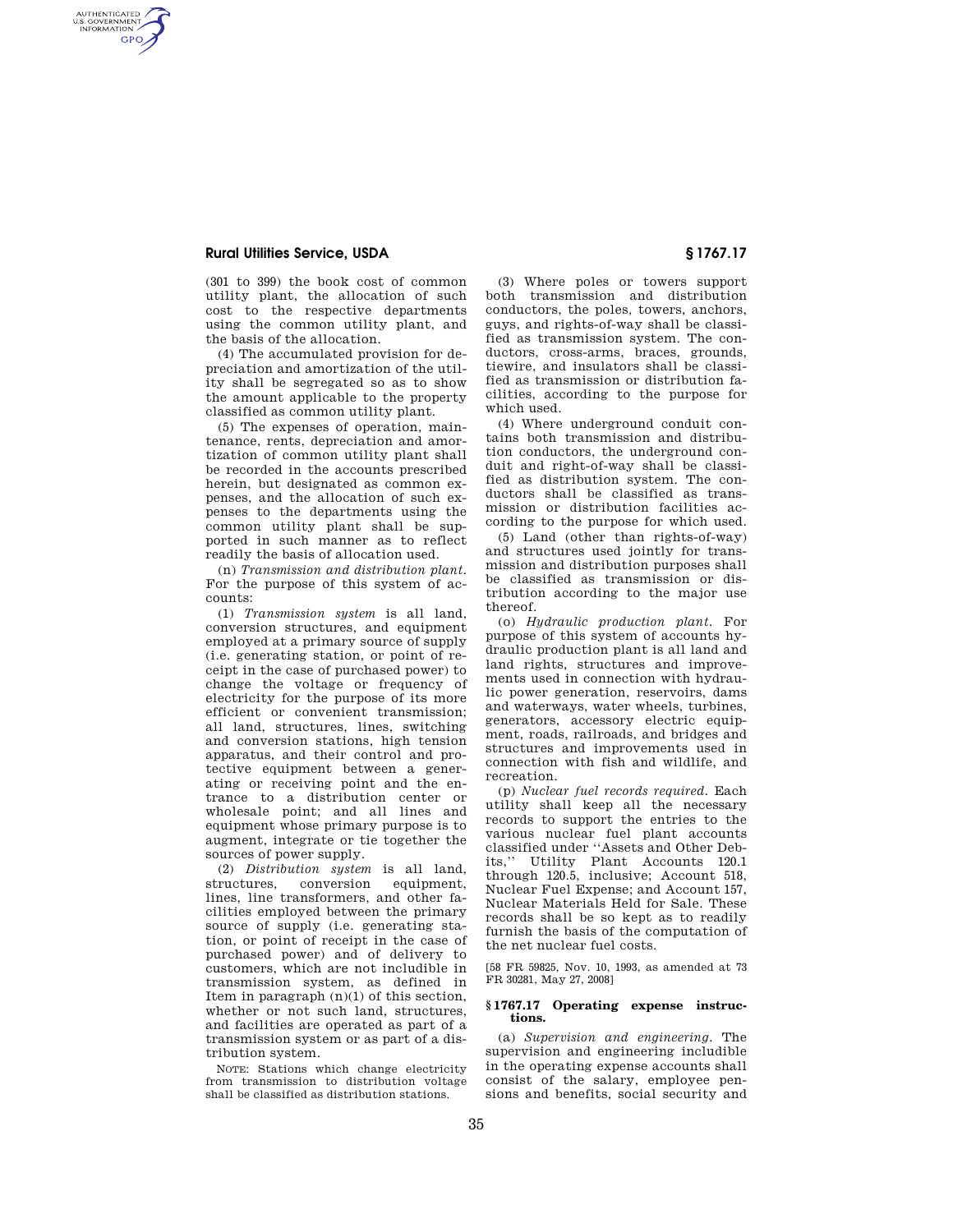(301 to 399) the book cost of common utility plant, the allocation of such cost to the respective departments using the common utility plant, and the basis of the allocation.

(4) The accumulated provision for depreciation and amortization of the utility shall be segregated so as to show the amount applicable to the property classified as common utility plant.

(5) The expenses of operation, maintenance, rents, depreciation and amortization of common utility plant shall be recorded in the accounts prescribed herein, but designated as common expenses, and the allocation of such expenses to the departments using the common utility plant shall be supported in such manner as to reflect readily the basis of allocation used.

(n) *Transmission and distribution plant.* For the purpose of this system of accounts:

(1) *Transmission system* is all land, conversion structures, and equipment employed at a primary source of supply (i.e. generating station, or point of receipt in the case of purchased power) to change the voltage or frequency of electricity for the purpose of its more efficient or convenient transmission; all land, structures, lines, switching and conversion stations, high tension apparatus, and their control and protective equipment between a generating or receiving point and the entrance to a distribution center or wholesale point; and all lines and equipment whose primary purpose is to augment, integrate or tie together the sources of power supply.

(2) *Distribution system* is all land, structures, conversion equipment, lines, line transformers, and other facilities employed between the primary source of supply (i.e. generating station, or point of receipt in the case of purchased power) and of delivery to customers, which are not includible in transmission system, as defined in Item in paragraph (n)(1) of this section, whether or not such land, structures, and facilities are operated as part of a transmission system or as part of a distribution system.

NOTE: Stations which change electricity from transmission to distribution voltage shall be classified as distribution stations.

(3) Where poles or towers support both transmission and distribution conductors, the poles, towers, anchors, guys, and rights-of-way shall be classified as transmission system. The conductors, cross-arms, braces, grounds, tiewire, and insulators shall be classified as transmission or distribution facilities, according to the purpose for which used.

(4) Where underground conduit contains both transmission and distribution conductors, the underground conduit and right-of-way shall be classified as distribution system. The conductors shall be classified as transmission or distribution facilities according to the purpose for which used.

(5) Land (other than rights-of-way) and structures used jointly for transmission and distribution purposes shall be classified as transmission or distribution according to the major use thereof.

(o) *Hydraulic production plant.* For purpose of this system of accounts hydraulic production plant is all land and land rights, structures and improvements used in connection with hydraulic power generation, reservoirs, dams and waterways, water wheels, turbines, generators, accessory electric equipment, roads, railroads, and bridges and structures and improvements used in connection with fish and wildlife, and recreation.

(p) *Nuclear fuel records required.* Each utility shall keep all the necessary records to support the entries to the various nuclear fuel plant accounts classified under ''Assets and Other Debits,'' Utility Plant Accounts 120.1 through 120.5, inclusive; Account 518, Nuclear Fuel Expense; and Account 157, Nuclear Materials Held for Sale. These records shall be so kept as to readily furnish the basis of the computation of the net nuclear fuel costs.

[58 FR 59825, Nov. 10, 1993, as amended at 73 FR 30281, May 27, 2008]

## § 1767.17 Operating expense instructions.

(a) *Supervision and engineering.* The supervision and engineering includible in the operating expense accounts shall consist of the salary, employee pensions and benefits, social security and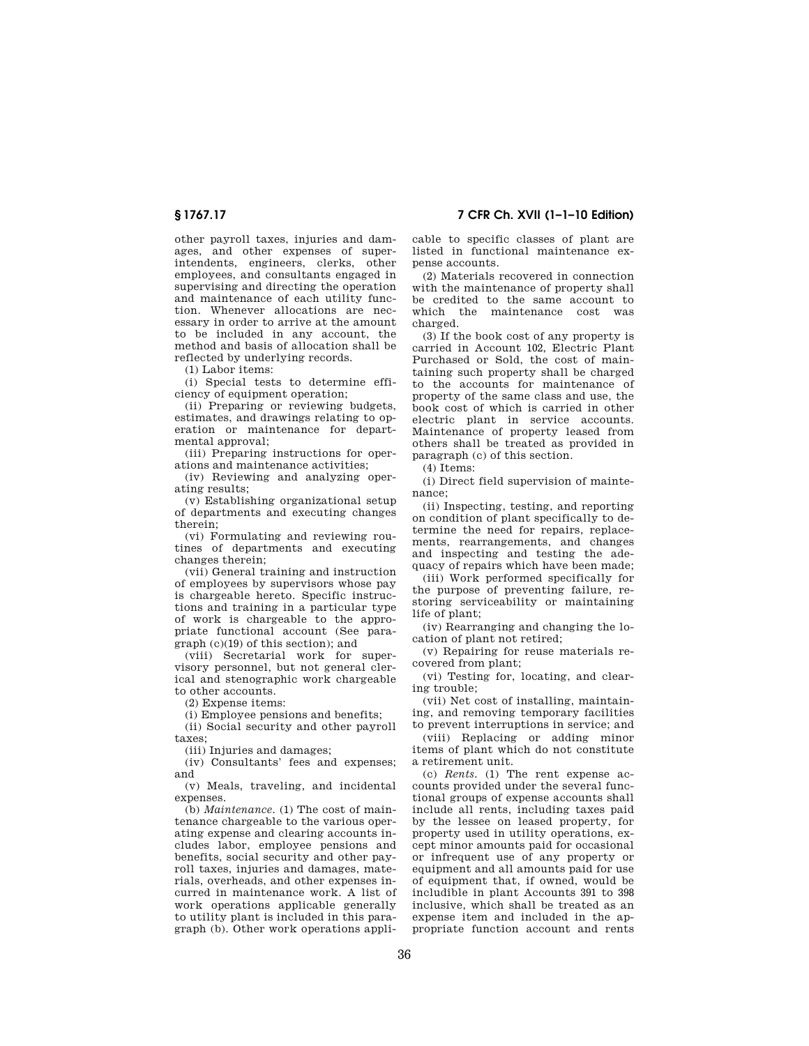other payroll taxes, injuries and damages, and other expenses of superintendents, engineers, clerks, other employees, and consultants engaged in supervising and directing the operation and maintenance of each utility function. Whenever allocations are necessary in order to arrive at the amount to be included in any account, the method and basis of allocation shall be reflected by underlying records.

(1) Labor items:

(i) Special tests to determine efficiency of equipment operation;

(ii) Preparing or reviewing budgets, estimates, and drawings relating to operation or maintenance for departmental approval;

(iii) Preparing instructions for operations and maintenance activities;

(iv) Reviewing and analyzing operating results;

(v) Establishing organizational setup of departments and executing changes therein;

(vi) Formulating and reviewing routines of departments and executing changes therein;

(vii) General training and instruction of employees by supervisors whose pay is chargeable hereto. Specific instructions and training in a particular type of work is chargeable to the appropriate functional account (See paragraph (c)(19) of this section); and

(viii) Secretarial work for supervisory personnel, but not general clerical and stenographic work chargeable to other accounts.

(2) Expense items:

(i) Employee pensions and benefits;

(ii) Social security and other payroll taxes;

(iii) Injuries and damages;

(iv) Consultants' fees and expenses; and

(v) Meals, traveling, and incidental expenses.

(b) *Maintenance.* (1) The cost of maintenance chargeable to the various operating expense and clearing accounts includes labor, employee pensions and benefits, social security and other payroll taxes, injuries and damages, materials, overheads, and other expenses incurred in maintenance work. A list of work operations applicable generally to utility plant is included in this paragraph (b). Other work operations applicable to specific classes of plant are listed in functional maintenance expense accounts.

(2) Materials recovered in connection with the maintenance of property shall be credited to the same account to which the maintenance cost was charged.

(3) If the book cost of any property is carried in Account 102, Electric Plant Purchased or Sold, the cost of maintaining such property shall be charged to the accounts for maintenance of property of the same class and use, the book cost of which is carried in other electric plant in service accounts. Maintenance of property leased from others shall be treated as provided in paragraph (c) of this section.

(4) Items:

(i) Direct field supervision of maintenance;

(ii) Inspecting, testing, and reporting on condition of plant specifically to determine the need for repairs, replacements, rearrangements, and changes and inspecting and testing the adequacy of repairs which have been made;

(iii) Work performed specifically for the purpose of preventing failure, restoring serviceability or maintaining life of plant;

(iv) Rearranging and changing the location of plant not retired;

(v) Repairing for reuse materials recovered from plant;

(vi) Testing for, locating, and clearing trouble;

(vii) Net cost of installing, maintaining, and removing temporary facilities to prevent interruptions in service; and

(viii) Replacing or adding minor items of plant which do not constitute a retirement unit.

(c) *Rents.* (1) The rent expense accounts provided under the several functional groups of expense accounts shall include all rents, including taxes paid by the lessee on leased property, for property used in utility operations, except minor amounts paid for occasional or infrequent use of any property or equipment and all amounts paid for use of equipment that, if owned, would be includible in plant Accounts 391 to 398 inclusive, which shall be treated as an expense item and included in the appropriate function account and rents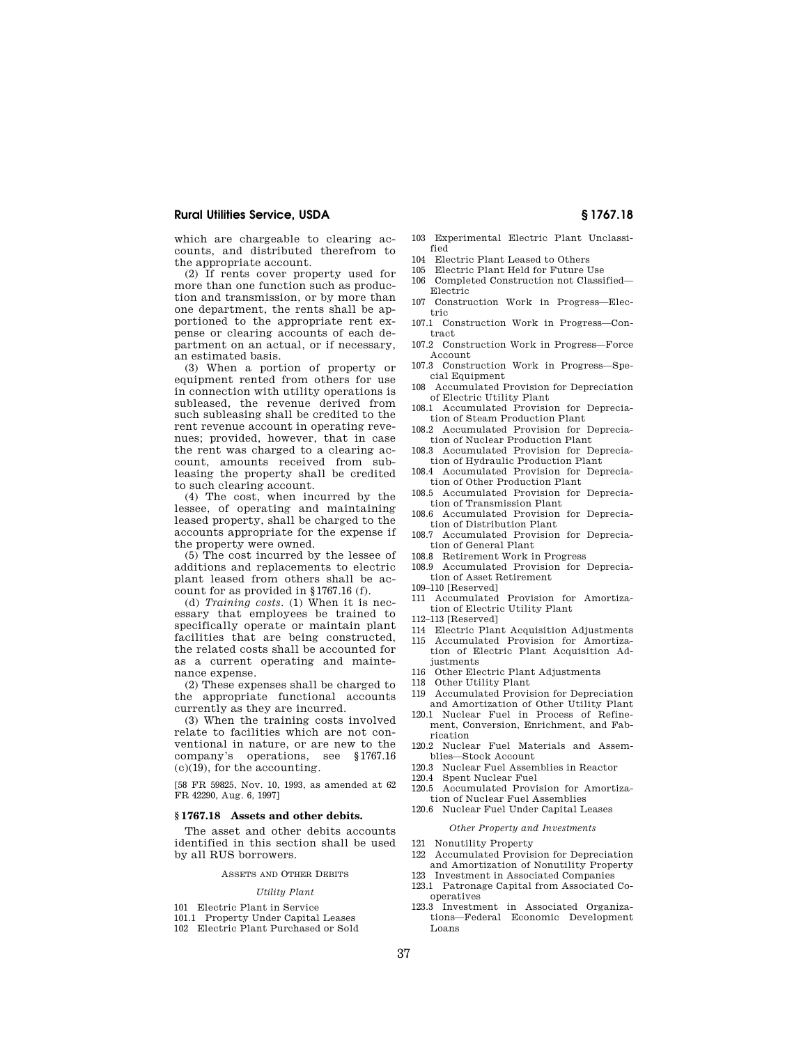which are chargeable to clearing accounts, and distributed therefrom to the appropriate account.

(2) If rents cover property used for more than one function such as production and transmission, or by more than one department, the rents shall be apportioned to the appropriate rent expense or clearing accounts of each department on an actual, or if necessary, an estimated basis.

(3) When a portion of property or equipment rented from others for use in connection with utility operations is subleased, the revenue derived from such subleasing shall be credited to the rent revenue account in operating revenues; provided, however, that in case the rent was charged to a clearing account, amounts received from subleasing the property shall be credited to such clearing account.

(4) The cost, when incurred by the lessee, of operating and maintaining leased property, shall be charged to the accounts appropriate for the expense if the property were owned.

(5) The cost incurred by the lessee of additions and replacements to electric plant leased from others shall be account for as provided in §1767.16 (f).

(d) *Training costs.* (1) When it is necessary that employees be trained to specifically operate or maintain plant facilities that are being constructed, the related costs shall be accounted for as a current operating and maintenance expense.

(2) These expenses shall be charged to the appropriate functional accounts currently as they are incurred.

(3) When the training costs involved relate to facilities which are not conventional in nature, or are new to the company's operations, see §1767.16 (c)(19), for the accounting.

[58 FR 59825, Nov. 10, 1993, as amended at 62 FR 42290, Aug. 6, 1997]

## §1767.18 Assets and other debits.

The asset and other debits accounts identified in this section shall be used by all RUS borrowers.

### ASSETS AND OTHER DEBITS

*Utility Plant*

101 Electric Plant in Service
101.1 Property Under Capital Leases
102 Electric Plant Purchased or Sold
103 Experimental Electric Plant Unclassified
104 Electric Plant Leased to Others
105 Electric Plant Held for Future Use
106 Completed Construction not Classified—Electric
107 Construction Work in Progress—Electric
107.1 Construction Work in Progress—Contract
107.2 Construction Work in Progress—Force Account
107.3 Construction Work in Progress—Special Equipment
108 Accumulated Provision for Depreciation of Electric Utility Plant
108.1 Accumulated Provision for Depreciation of Steam Production Plant
108.2 Accumulated Provision for Depreciation of Nuclear Production Plant
108.3 Accumulated Provision for Depreciation of Hydraulic Production Plant
108.4 Accumulated Provision for Depreciation of Other Production Plant
108.5 Accumulated Provision for Depreciation of Transmission Plant
108.6 Accumulated Provision for Depreciation of Distribution Plant
108.7 Accumulated Provision for Depreciation of General Plant
108.8 Retirement Work in Progress
108.9 Accumulated Provision for Depreciation of Asset Retirement
109–110 [Reserved]
111 Accumulated Provision for Amortization of Electric Utility Plant
112–113 [Reserved]
114 Electric Plant Acquisition Adjustments
115 Accumulated Provision for Amortization of Electric Plant Acquisition Adjustments
116 Other Electric Plant Adjustments
118 Other Utility Plant
119 Accumulated Provision for Depreciation and Amortization of Other Utility Plant
120.1 Nuclear Fuel in Process of Refinement, Conversion, Enrichment, and Fabrication
120.2 Nuclear Fuel Materials and Assemblies—Stock Account
120.3 Nuclear Fuel Assemblies in Reactor
120.4 Spent Nuclear Fuel
120.5 Accumulated Provision for Amortization of Nuclear Fuel Assemblies
120.6 Nuclear Fuel Under Capital Leases

*Other Property and Investments*

121 Nonutility Property
122 Accumulated Provision for Depreciation and Amortization of Nonutility Property
123 Investment in Associated Companies
123.1 Patronage Capital from Associated Cooperatives
123.3 Investment in Associated Organizations—Federal Economic Development Loans